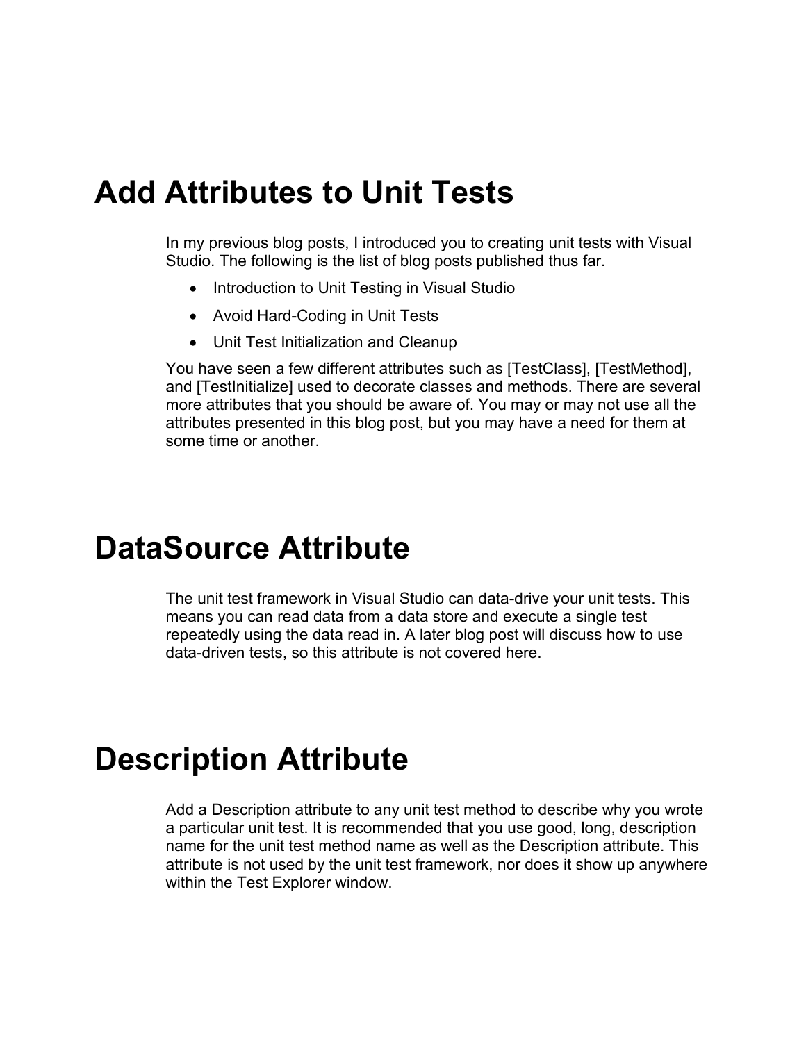# Add Attributes to Unit Tests

In my previous blog posts, I introduced you to creating unit tests with Visual Studio. The following is the list of blog posts published thus far.

- Introduction to Unit Testing in Visual Studio
- Avoid Hard-Coding in Unit Tests
- Unit Test Initialization and Cleanup

You have seen a few different attributes such as [TestClass], [TestMethod], and [TestInitialize] used to decorate classes and methods. There are several more attributes that you should be aware of. You may or may not use all the attributes presented in this blog post, but you may have a need for them at some time or another.

# DataSource Attribute

The unit test framework in Visual Studio can data-drive your unit tests. This means you can read data from a data store and execute a single test repeatedly using the data read in. A later blog post will discuss how to use data-driven tests, so this attribute is not covered here.

# Description Attribute

Add a Description attribute to any unit test method to describe why you wrote a particular unit test. It is recommended that you use good, long, description name for the unit test method name as well as the Description attribute. This attribute is not used by the unit test framework, nor does it show up anywhere within the Test Explorer window.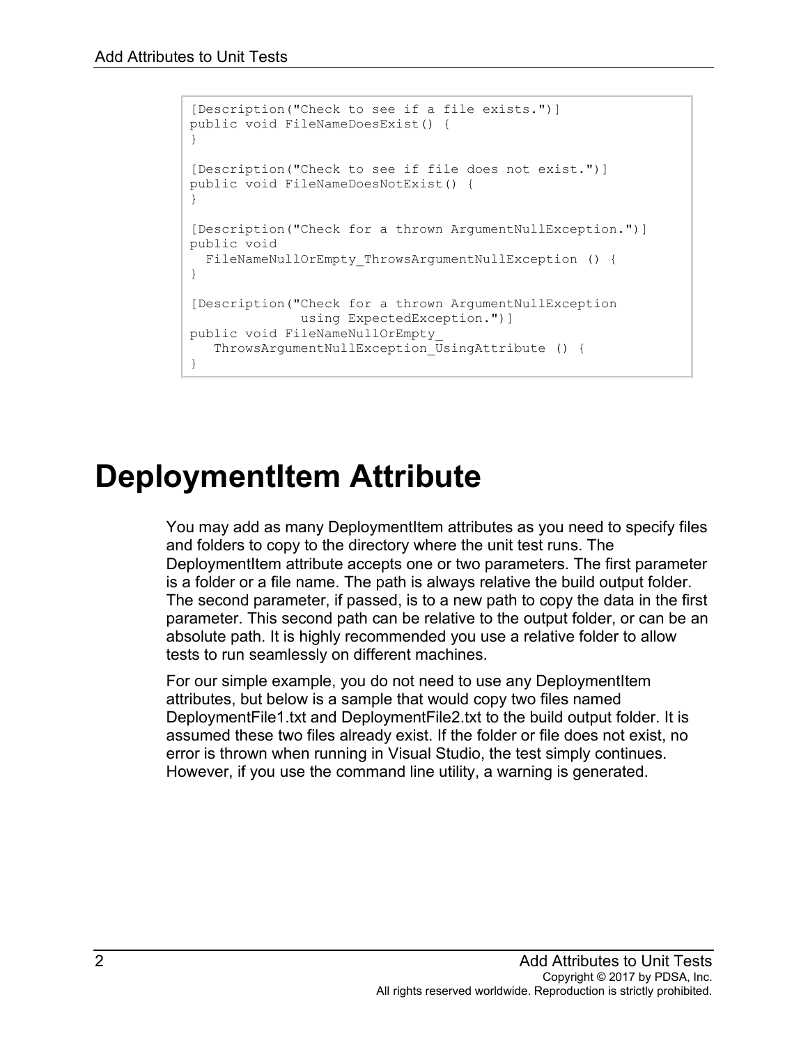```
[Description("Check to see if a file exists.")]
public void FileNameDoesExist() {
}

[Description("Check to see if file does not exist.")]
public void FileNameDoesNotExist() {
}

[Description("Check for a thrown ArgumentNullException.")]
public void
  FileNameNullOrEmpty_ThrowsArgumentNullException () {
}

[Description("Check for a thrown ArgumentNullException
              using ExpectedException.")]
public void FileNameNullOrEmpty_
   ThrowsArgumentNullException_UsingAttribute () {
}
```

# DeploymentItem Attribute

You may add as many DeploymentItem attributes as you need to specify files and folders to copy to the directory where the unit test runs. The DeploymentItem attribute accepts one or two parameters. The first parameter is a folder or a file name. The path is always relative the build output folder. The second parameter, if passed, is to a new path to copy the data in the first parameter. This second path can be relative to the output folder, or can be an absolute path. It is highly recommended you use a relative folder to allow tests to run seamlessly on different machines.

For our simple example, you do not need to use any DeploymentItem attributes, but below is a sample that would copy two files named DeploymentFile1.txt and DeploymentFile2.txt to the build output folder. It is assumed these two files already exist. If the folder or file does not exist, no error is thrown when running in Visual Studio, the test simply continues. However, if you use the command line utility, a warning is generated.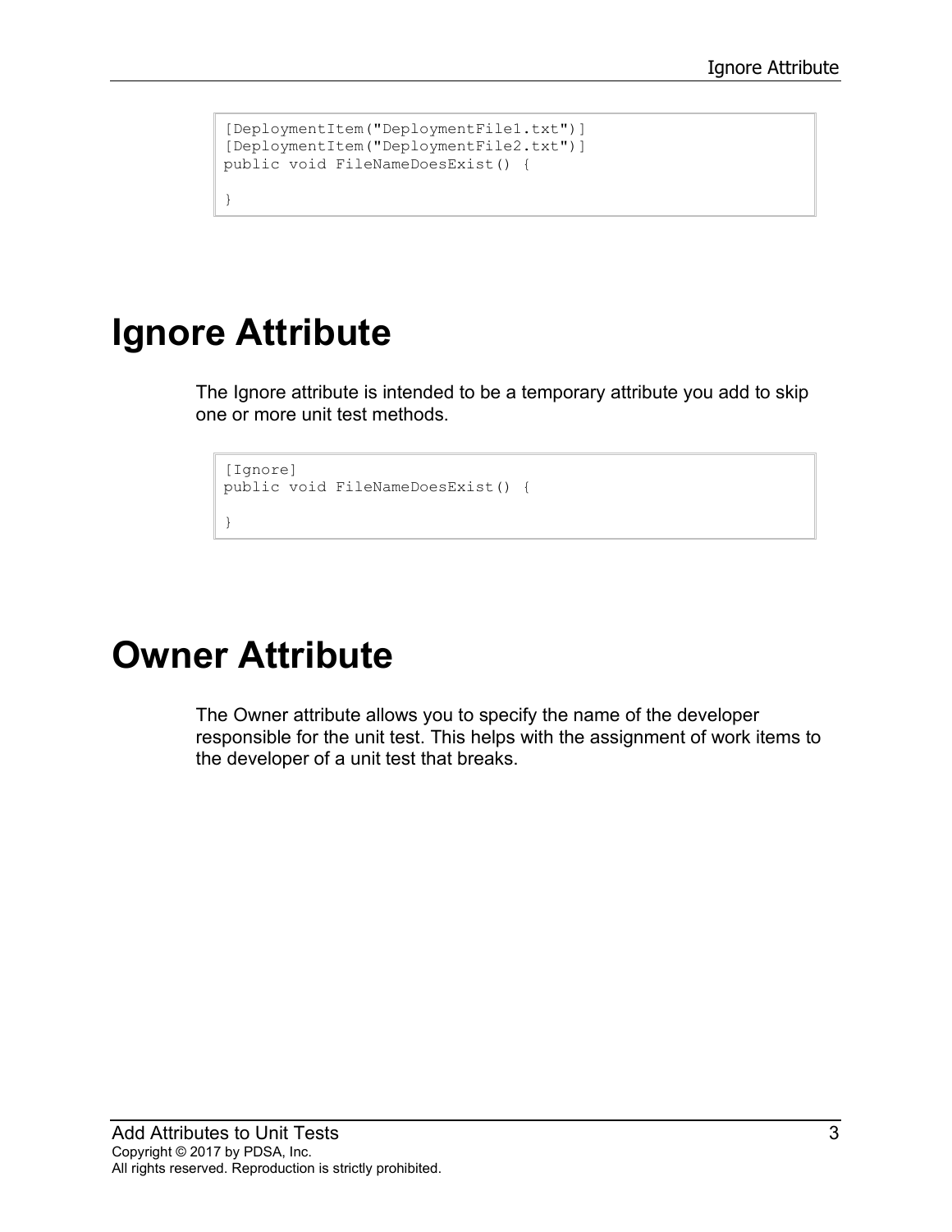```
[DeploymentItem("DeploymentFile1.txt")]
[DeploymentItem("DeploymentFile2.txt")]
public void FileNameDoesExist() {

}
```

# Ignore Attribute

The Ignore attribute is intended to be a temporary attribute you add to skip one or more unit test methods.

```
[Ignore]
public void FileNameDoesExist() {

}
```

# Owner Attribute

The Owner attribute allows you to specify the name of the developer responsible for the unit test. This helps with the assignment of work items to the developer of a unit test that breaks.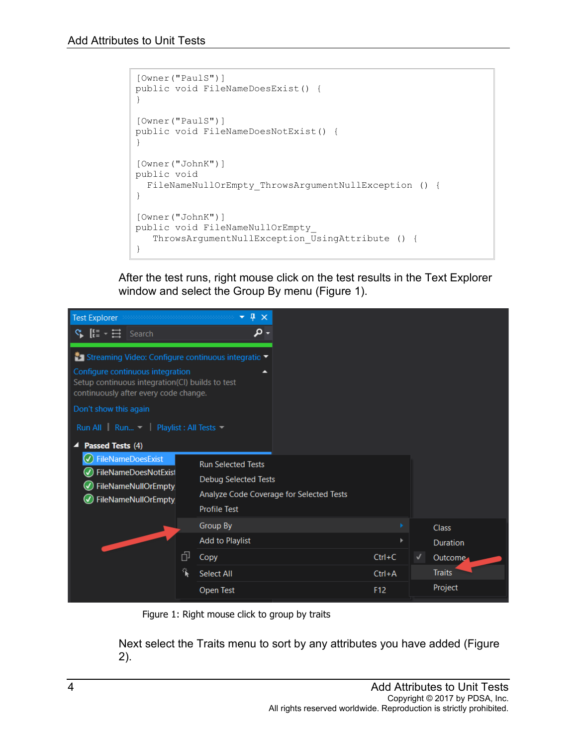```
[Owner("PaulS")]
public void FileNameDoesExist() {
}

[Owner("PaulS")]
public void FileNameDoesNotExist() {
}

[Owner("JohnK")]
public void
  FileNameNullOrEmpty_ThrowsArgumentNullException () {
}

[Owner("JohnK")]
public void FileNameNullOrEmpty_
   ThrowsArgumentNullException_UsingAttribute () {
}
```

After the test runs, right mouse click on the test results in the Text Explorer window and select the Group By menu (Figure 1).

Figure 1: Right mouse click to group by traits

Next select the Traits menu to sort by any attributes you have added (Figure 2).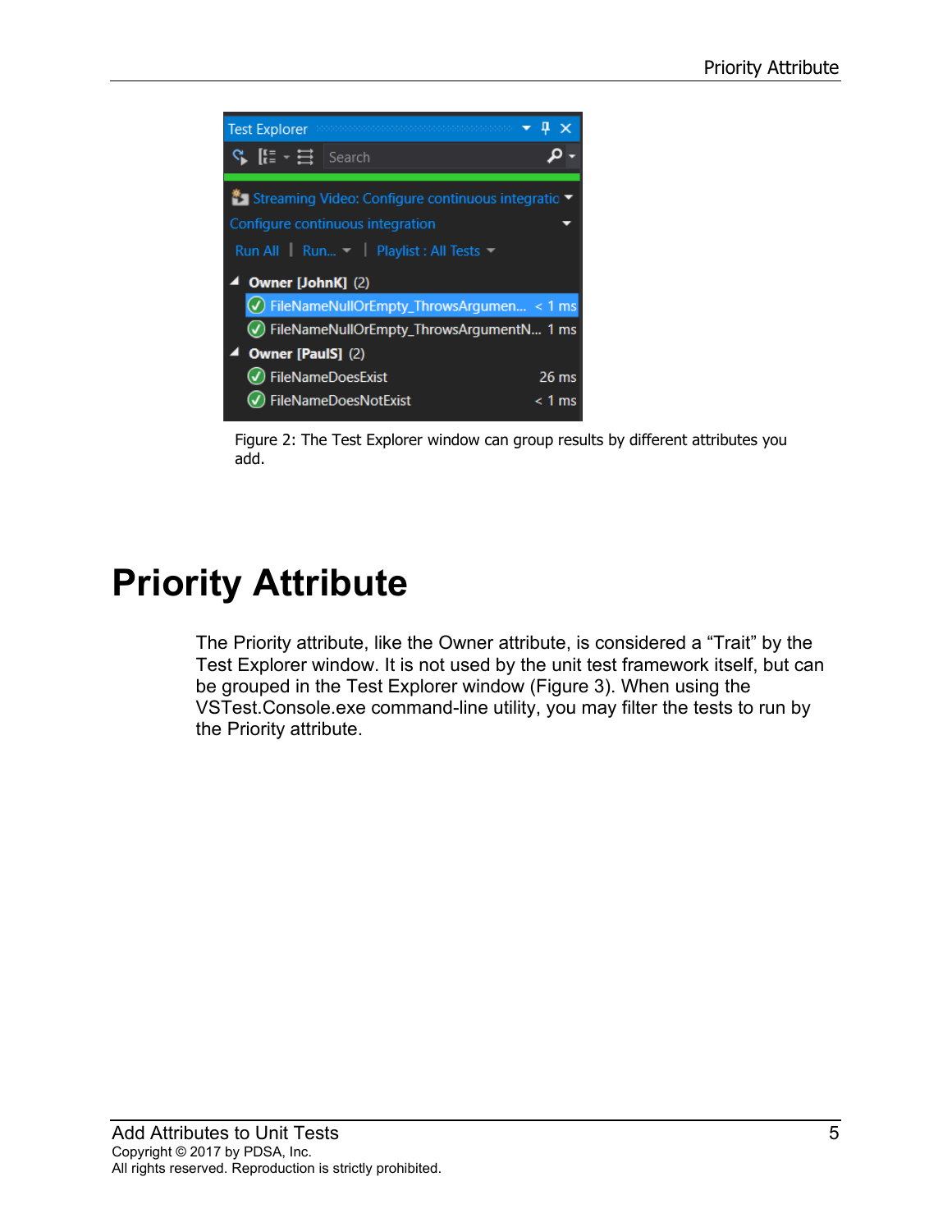Figure 2: The Test Explorer window can group results by different attributes you add.

# Priority Attribute

The Priority attribute, like the Owner attribute, is considered a “Trait” by the Test Explorer window. It is not used by the unit test framework itself, but can be grouped in the Test Explorer window (Figure 3). When using the VSTest.Console.exe command-line utility, you may filter the tests to run by the Priority attribute.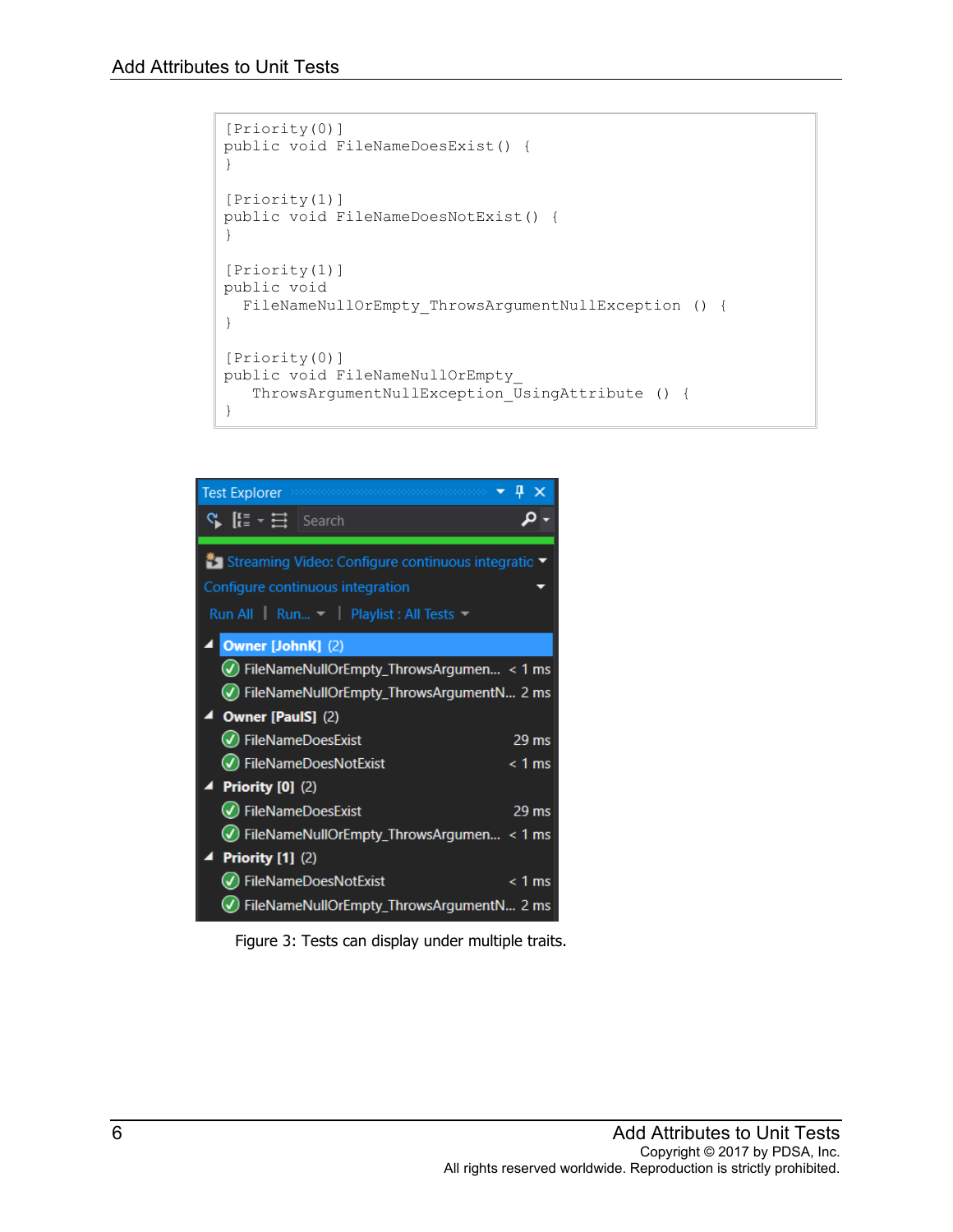```
[Priority(0)]
public void FileNameDoesExist() {
}

[Priority(1)]
public void FileNameDoesNotExist() {
}

[Priority(1)]
public void
  FileNameNullOrEmpty_ThrowsArgumentNullException () {
}

[Priority(0)]
public void FileNameNullOrEmpty_
   ThrowsArgumentNullException_UsingAttribute () {
}
```

Figure 3: Tests can display under multiple traits.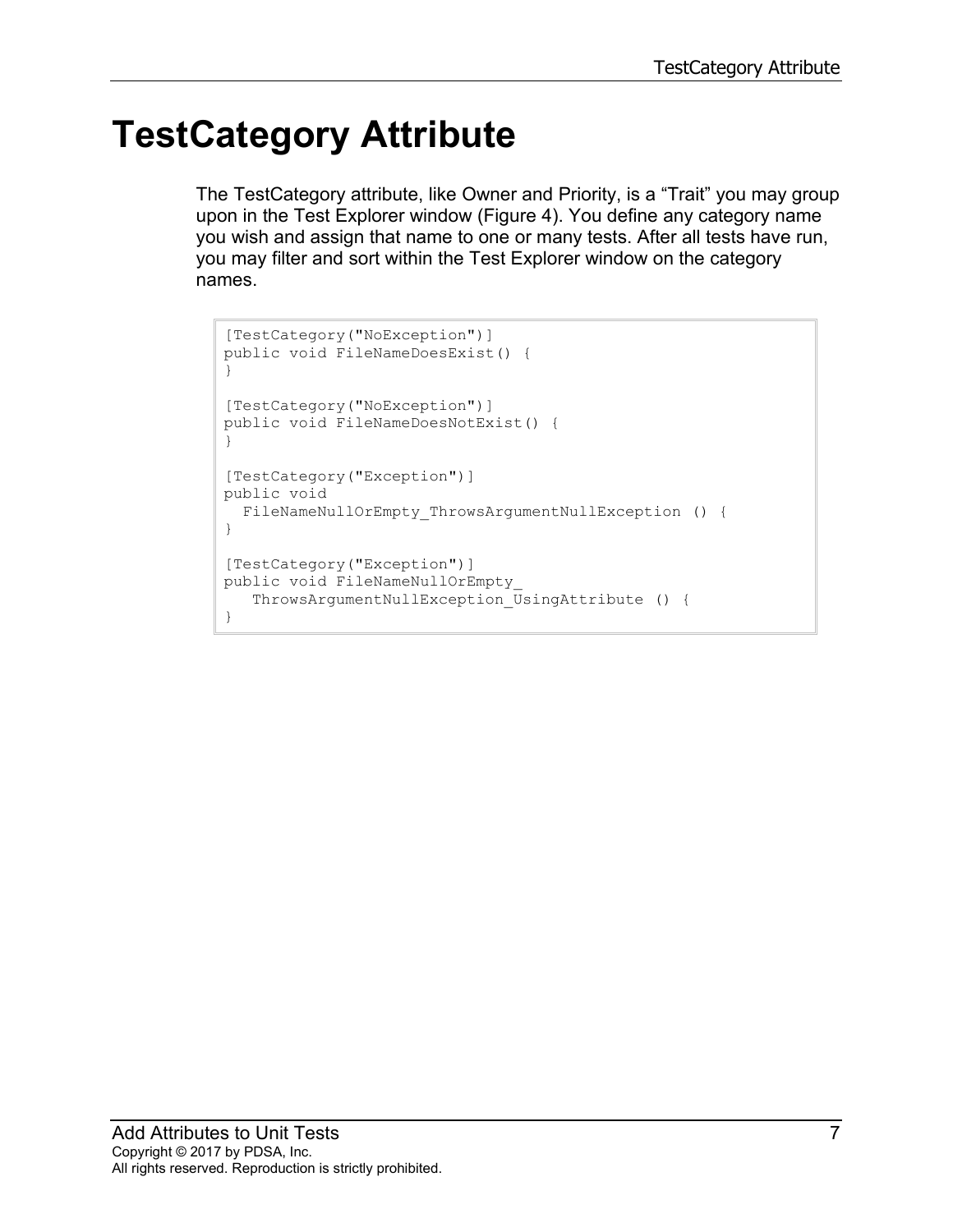# TestCategory Attribute

The TestCategory attribute, like Owner and Priority, is a "Trait" you may group upon in the Test Explorer window (Figure 4). You define any category name you wish and assign that name to one or many tests. After all tests have run, you may filter and sort within the Test Explorer window on the category names.

```
[TestCategory("NoException")]
public void FileNameDoesExist() {
}

[TestCategory("NoException")]
public void FileNameDoesNotExist() {
}

[TestCategory("Exception")]
public void
  FileNameNullOrEmpty_ThrowsArgumentNullException () {
}

[TestCategory("Exception")]
public void FileNameNullOrEmpty_
   ThrowsArgumentNullException_UsingAttribute () {
}
```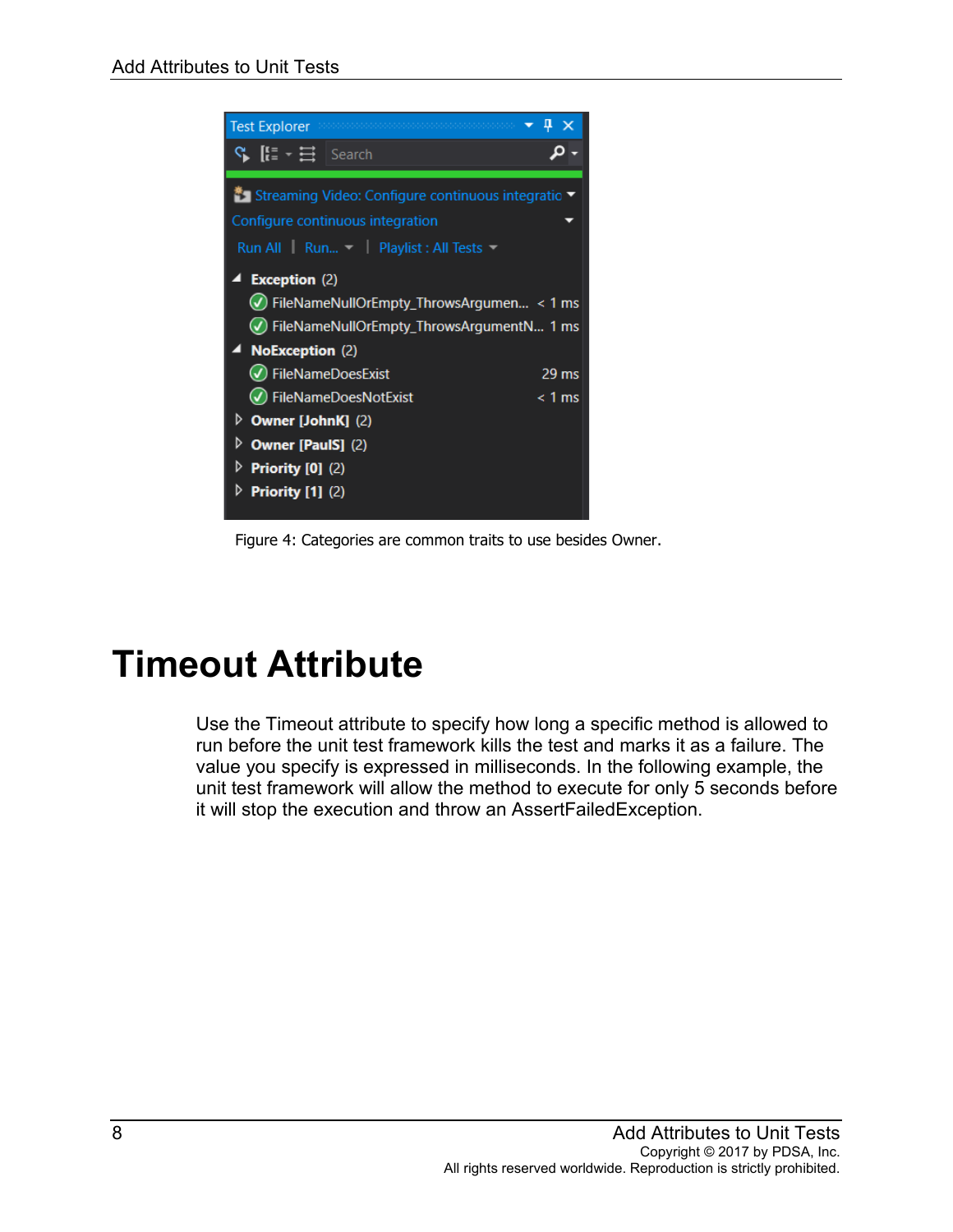Figure 4: Categories are common traits to use besides Owner.

# Timeout Attribute

Use the Timeout attribute to specify how long a specific method is allowed to run before the unit test framework kills the test and marks it as a failure. The value you specify is expressed in milliseconds. In the following example, the unit test framework will allow the method to execute for only 5 seconds before it will stop the execution and throw an AssertFailedException.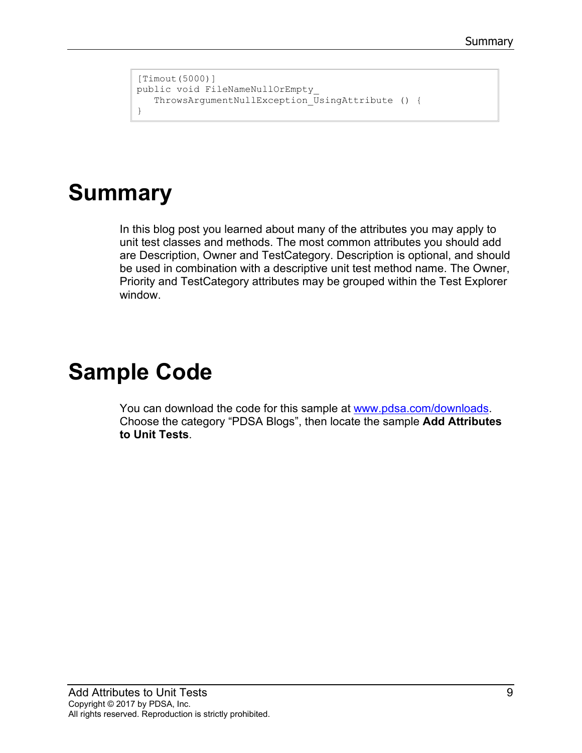```
[Timout(5000)]
public void FileNameNullOrEmpty_
   ThrowsArgumentNullException_UsingAttribute () {
}
```

# Summary

In this blog post you learned about many of the attributes you may apply to unit test classes and methods. The most common attributes you should add are Description, Owner and TestCategory. Description is optional, and should be used in combination with a descriptive unit test method name. The Owner, Priority and TestCategory attributes may be grouped within the Test Explorer window.

# Sample Code

You can download the code for this sample at [www.pdsa.com/downloads](www.pdsa.com/downloads). Choose the category "PDSA Blogs", then locate the sample **Add Attributes to Unit Tests**.